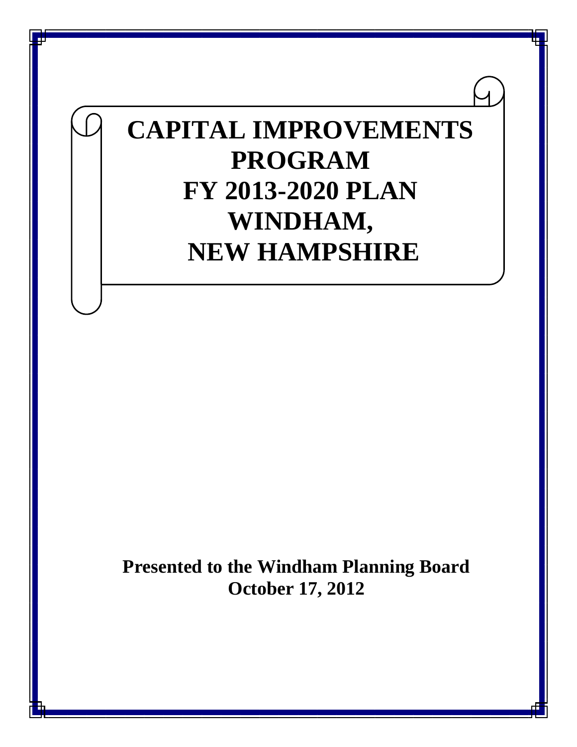# CAPITAL IMPROVEMENTS PROGRAM FY 2013-2020 PLAN WINDHAM, NEW HAMPSHIRE

**Presented to the Windham Planning Board**
**October 17, 2012**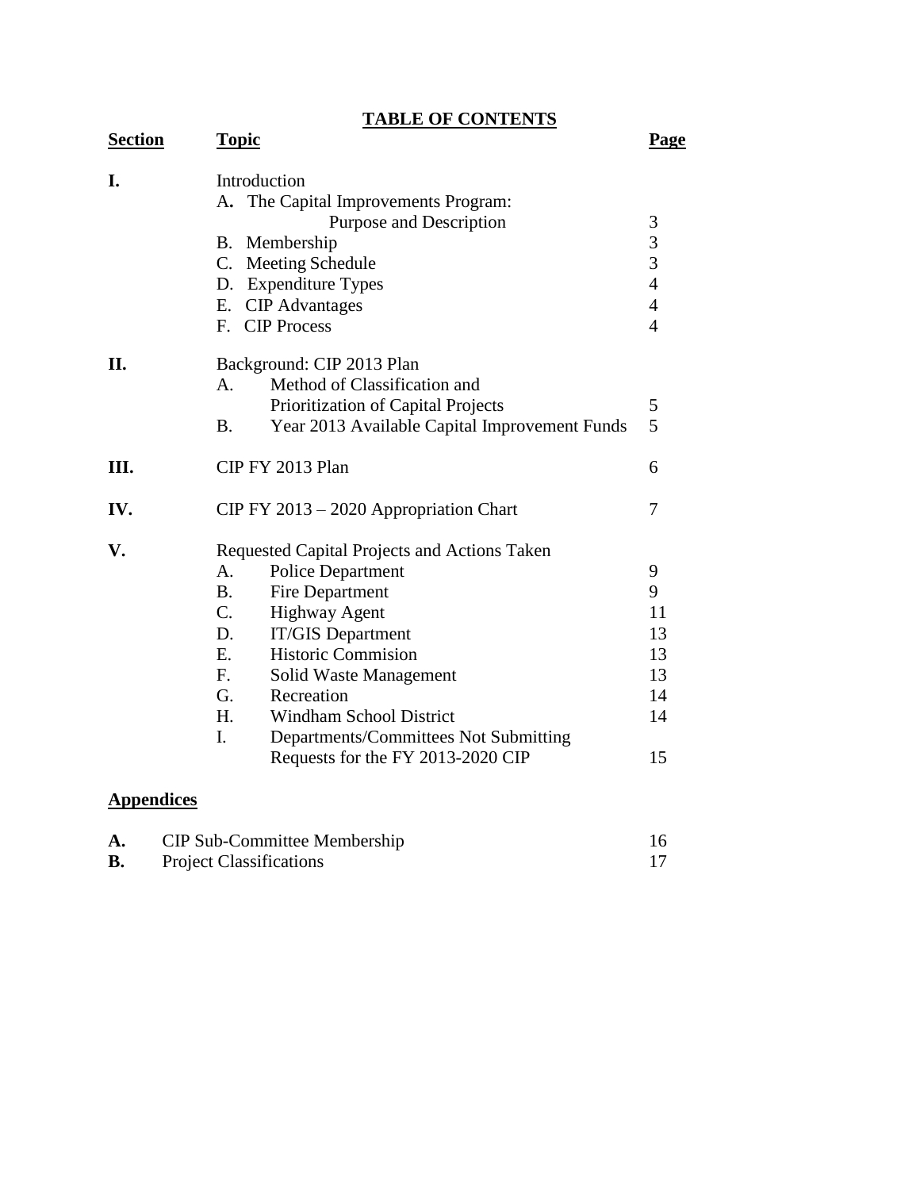# TABLE OF CONTENTS

| Section | Topic | Page |
|---|---|---|
| **I.** | Introduction | |
| | A. The Capital Improvements Program: Purpose and Description | 3 |
| | B. Membership | 3 |
| | C. Meeting Schedule | 3 |
| | D. Expenditure Types | 4 |
| | E. CIP Advantages | 4 |
| | F. CIP Process | 4 |
| **II.** | Background: CIP 2013 Plan | |
| | A. Method of Classification and Prioritization of Capital Projects | 5 |
| | B. Year 2013 Available Capital Improvement Funds | 5 |
| **III.** | CIP FY 2013 Plan | 6 |
| **IV.** | CIP FY 2013 – 2020 Appropriation Chart | 7 |
| **V.** | Requested Capital Projects and Actions Taken | |
| | A. Police Department | 9 |
| | B. Fire Department | 9 |
| | C. Highway Agent | 11 |
| | D. IT/GIS Department | 13 |
| | E. Historic Commision | 13 |
| | F. Solid Waste Management | 13 |
| | G. Recreation | 14 |
| | H. Windham School District | 14 |
| | I. Departments/Committees Not Submitting Requests for the FY 2013-2020 CIP | 15 |

## Appendices

| | | |
|---|---|---|
| **A.** | CIP Sub-Committee Membership | 16 |
| **B.** | Project Classifications | 17 |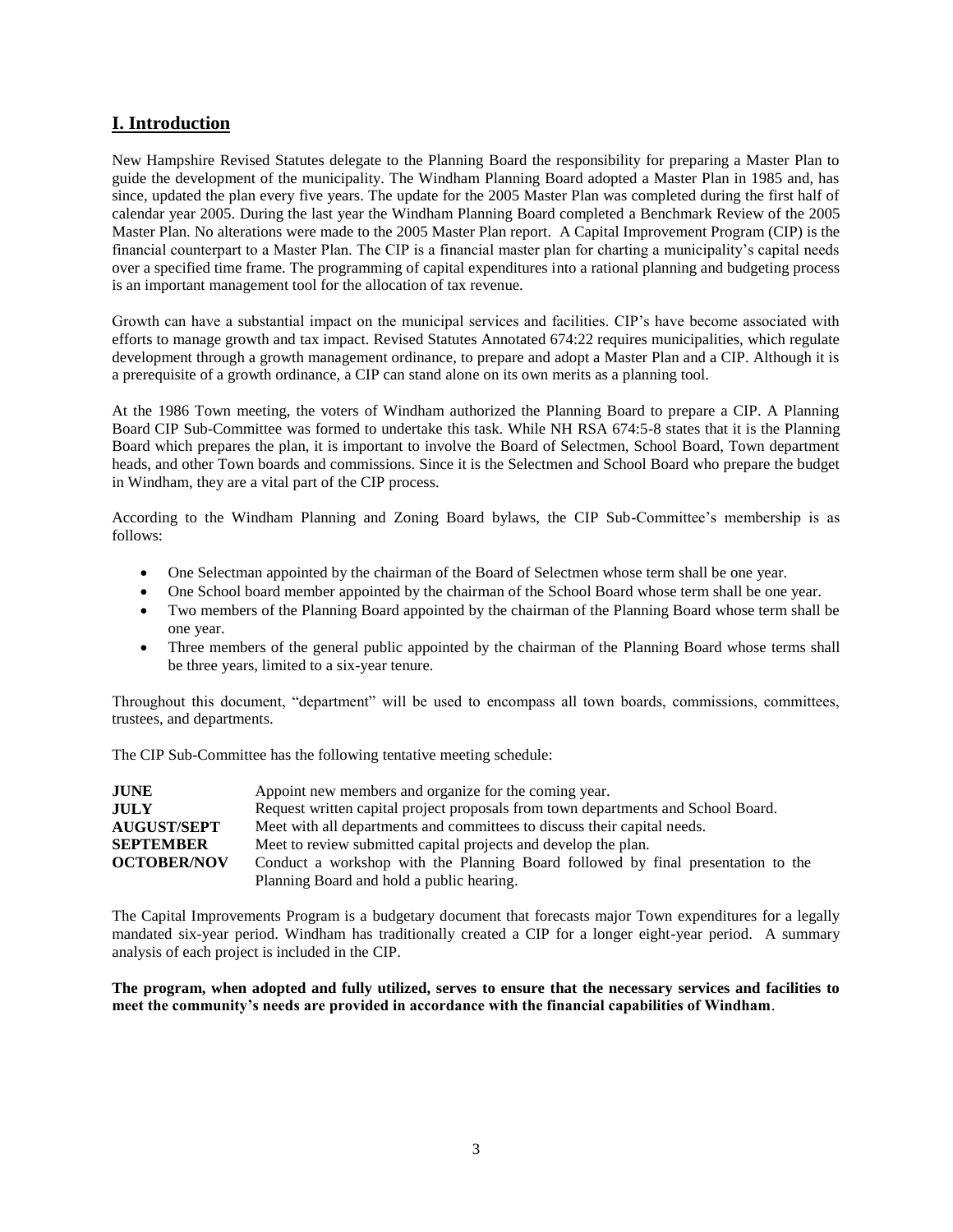## I. Introduction

New Hampshire Revised Statutes delegate to the Planning Board the responsibility for preparing a Master Plan to guide the development of the municipality. The Windham Planning Board adopted a Master Plan in 1985 and, has since, updated the plan every five years. The update for the 2005 Master Plan was completed during the first half of calendar year 2005. During the last year the Windham Planning Board completed a Benchmark Review of the 2005 Master Plan. No alterations were made to the 2005 Master Plan report. A Capital Improvement Program (CIP) is the financial counterpart to a Master Plan. The CIP is a financial master plan for charting a municipality's capital needs over a specified time frame. The programming of capital expenditures into a rational planning and budgeting process is an important management tool for the allocation of tax revenue.

Growth can have a substantial impact on the municipal services and facilities. CIP's have become associated with efforts to manage growth and tax impact. Revised Statutes Annotated 674:22 requires municipalities, which regulate development through a growth management ordinance, to prepare and adopt a Master Plan and a CIP. Although it is a prerequisite of a growth ordinance, a CIP can stand alone on its own merits as a planning tool.

At the 1986 Town meeting, the voters of Windham authorized the Planning Board to prepare a CIP. A Planning Board CIP Sub-Committee was formed to undertake this task. While NH RSA 674:5-8 states that it is the Planning Board which prepares the plan, it is important to involve the Board of Selectmen, School Board, Town department heads, and other Town boards and commissions. Since it is the Selectmen and School Board who prepare the budget in Windham, they are a vital part of the CIP process.

According to the Windham Planning and Zoning Board bylaws, the CIP Sub-Committee's membership is as follows:

- One Selectman appointed by the chairman of the Board of Selectmen whose term shall be one year.
- One School board member appointed by the chairman of the School Board whose term shall be one year.
- Two members of the Planning Board appointed by the chairman of the Planning Board whose term shall be one year.
- Three members of the general public appointed by the chairman of the Planning Board whose terms shall be three years, limited to a six-year tenure.

Throughout this document, "department" will be used to encompass all town boards, commissions, committees, trustees, and departments.

The CIP Sub-Committee has the following tentative meeting schedule:

| | |
|---|---|
| **JUNE** | Appoint new members and organize for the coming year. |
| **JULY** | Request written capital project proposals from town departments and School Board. |
| **AUGUST/SEPT** | Meet with all departments and committees to discuss their capital needs. |
| **SEPTEMBER** | Meet to review submitted capital projects and develop the plan. |
| **OCTOBER/NOV** | Conduct a workshop with the Planning Board followed by final presentation to the Planning Board and hold a public hearing. |

The Capital Improvements Program is a budgetary document that forecasts major Town expenditures for a legally mandated six-year period. Windham has traditionally created a CIP for a longer eight-year period. A summary analysis of each project is included in the CIP.

**The program, when adopted and fully utilized, serves to ensure that the necessary services and facilities to meet the community's needs are provided in accordance with the financial capabilities of Windham**.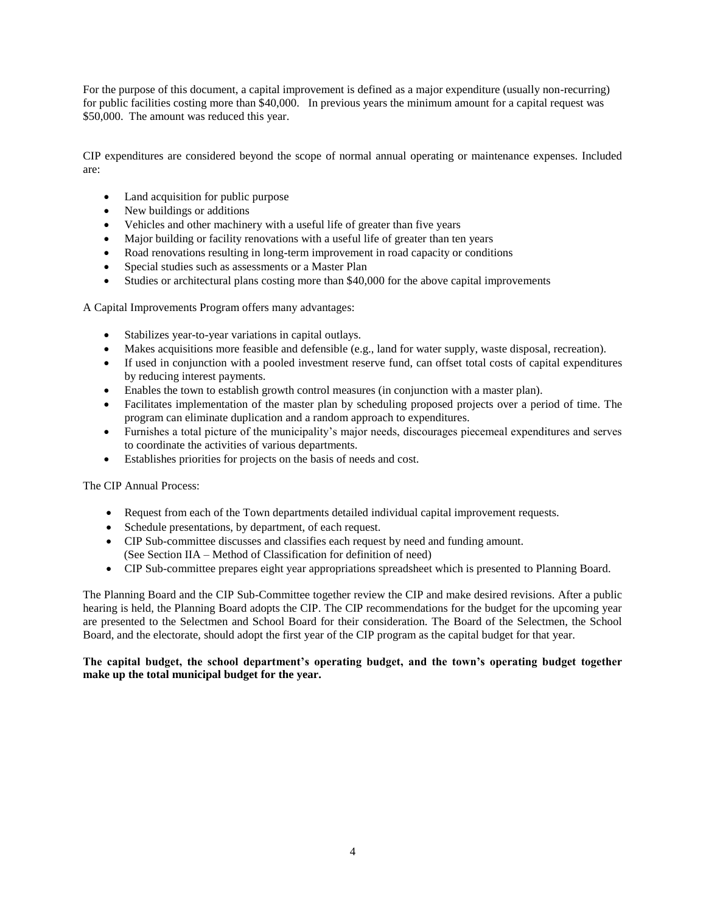For the purpose of this document, a capital improvement is defined as a major expenditure (usually non-recurring) for public facilities costing more than $40,000. In previous years the minimum amount for a capital request was $50,000. The amount was reduced this year.

CIP expenditures are considered beyond the scope of normal annual operating or maintenance expenses. Included are:

- Land acquisition for public purpose
- New buildings or additions
- Vehicles and other machinery with a useful life of greater than five years
- Major building or facility renovations with a useful life of greater than ten years
- Road renovations resulting in long-term improvement in road capacity or conditions
- Special studies such as assessments or a Master Plan
- Studies or architectural plans costing more than $40,000 for the above capital improvements

A Capital Improvements Program offers many advantages:

- Stabilizes year-to-year variations in capital outlays.
- Makes acquisitions more feasible and defensible (e.g., land for water supply, waste disposal, recreation).
- If used in conjunction with a pooled investment reserve fund, can offset total costs of capital expenditures by reducing interest payments.
- Enables the town to establish growth control measures (in conjunction with a master plan).
- Facilitates implementation of the master plan by scheduling proposed projects over a period of time. The program can eliminate duplication and a random approach to expenditures.
- Furnishes a total picture of the municipality's major needs, discourages piecemeal expenditures and serves to coordinate the activities of various departments.
- Establishes priorities for projects on the basis of needs and cost.

The CIP Annual Process:

- Request from each of the Town departments detailed individual capital improvement requests.
- Schedule presentations, by department, of each request.
- CIP Sub-committee discusses and classifies each request by need and funding amount. (See Section IIA – Method of Classification for definition of need)
- CIP Sub-committee prepares eight year appropriations spreadsheet which is presented to Planning Board.

The Planning Board and the CIP Sub-Committee together review the CIP and make desired revisions. After a public hearing is held, the Planning Board adopts the CIP. The CIP recommendations for the budget for the upcoming year are presented to the Selectmen and School Board for their consideration. The Board of the Selectmen, the School Board, and the electorate, should adopt the first year of the CIP program as the capital budget for that year.

**The capital budget, the school department's operating budget, and the town's operating budget together make up the total municipal budget for the year.**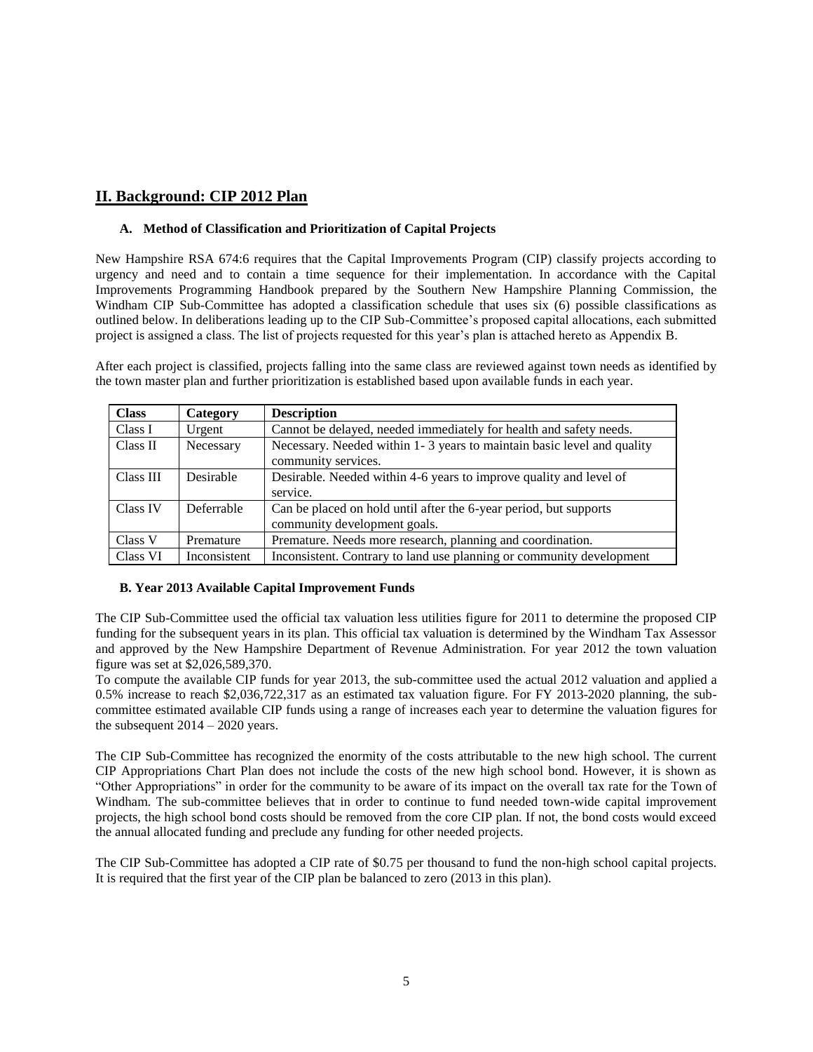## II. Background: CIP 2012 Plan

### A. Method of Classification and Prioritization of Capital Projects

New Hampshire RSA 674:6 requires that the Capital Improvements Program (CIP) classify projects according to urgency and need and to contain a time sequence for their implementation. In accordance with the Capital Improvements Programming Handbook prepared by the Southern New Hampshire Planning Commission, the Windham CIP Sub-Committee has adopted a classification schedule that uses six (6) possible classifications as outlined below. In deliberations leading up to the CIP Sub-Committee's proposed capital allocations, each submitted project is assigned a class. The list of projects requested for this year's plan is attached hereto as Appendix B.

After each project is classified, projects falling into the same class are reviewed against town needs as identified by the town master plan and further prioritization is established based upon available funds in each year.

| Class | Category | Description |
|---|---|---|
| Class I | Urgent | Cannot be delayed, needed immediately for health and safety needs. |
| Class II | Necessary | Necessary. Needed within 1- 3 years to maintain basic level and quality community services. |
| Class III | Desirable | Desirable. Needed within 4-6 years to improve quality and level of service. |
| Class IV | Deferrable | Can be placed on hold until after the 6-year period, but supports community development goals. |
| Class V | Premature | Premature. Needs more research, planning and coordination. |
| Class VI | Inconsistent | Inconsistent. Contrary to land use planning or community development |

### B. Year 2013 Available Capital Improvement Funds

The CIP Sub-Committee used the official tax valuation less utilities figure for 2011 to determine the proposed CIP funding for the subsequent years in its plan. This official tax valuation is determined by the Windham Tax Assessor and approved by the New Hampshire Department of Revenue Administration. For year 2012 the town valuation figure was set at $2,026,589,370.

To compute the available CIP funds for year 2013, the sub-committee used the actual 2012 valuation and applied a 0.5% increase to reach $2,036,722,317 as an estimated tax valuation figure. For FY 2013-2020 planning, the sub-committee estimated available CIP funds using a range of increases each year to determine the valuation figures for the subsequent 2014 – 2020 years.

The CIP Sub-Committee has recognized the enormity of the costs attributable to the new high school. The current CIP Appropriations Chart Plan does not include the costs of the new high school bond. However, it is shown as "Other Appropriations" in order for the community to be aware of its impact on the overall tax rate for the Town of Windham. The sub-committee believes that in order to continue to fund needed town-wide capital improvement projects, the high school bond costs should be removed from the core CIP plan. If not, the bond costs would exceed the annual allocated funding and preclude any funding for other needed projects.

The CIP Sub-Committee has adopted a CIP rate of $0.75 per thousand to fund the non-high school capital projects. It is required that the first year of the CIP plan be balanced to zero (2013 in this plan).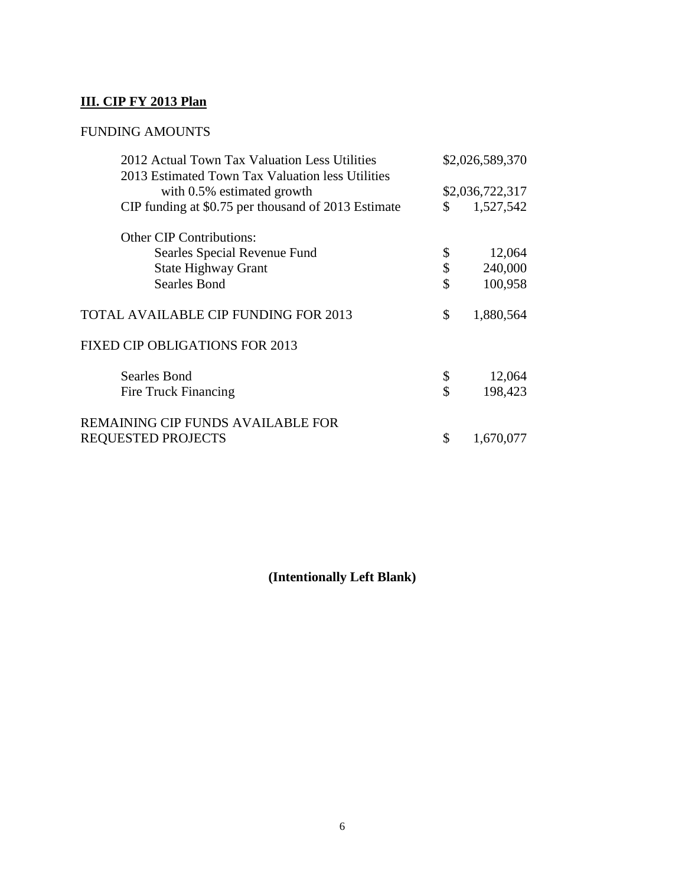## III. CIP FY 2013 Plan

FUNDING AMOUNTS

| | |
|---|---|
| 2012 Actual Town Tax Valuation Less Utilities | \$2,026,589,370 |
| 2013 Estimated Town Tax Valuation less Utilities with 0.5% estimated growth | \$2,036,722,317 |
| CIP funding at \$0.75 per thousand of 2013 Estimate | \$ 1,527,542 |
| Other CIP Contributions: | |
| Searles Special Revenue Fund | \$ 12,064 |
| State Highway Grant | \$ 240,000 |
| Searles Bond | \$ 100,958 |
| TOTAL AVAILABLE CIP FUNDING FOR 2013 | \$ 1,880,564 |
| FIXED CIP OBLIGATIONS FOR 2013 | |
| Searles Bond | \$ 12,064 |
| Fire Truck Financing | \$ 198,423 |
| REMAINING CIP FUNDS AVAILABLE FOR REQUESTED PROJECTS | \$ 1,670,077 |

**(Intentionally Left Blank)**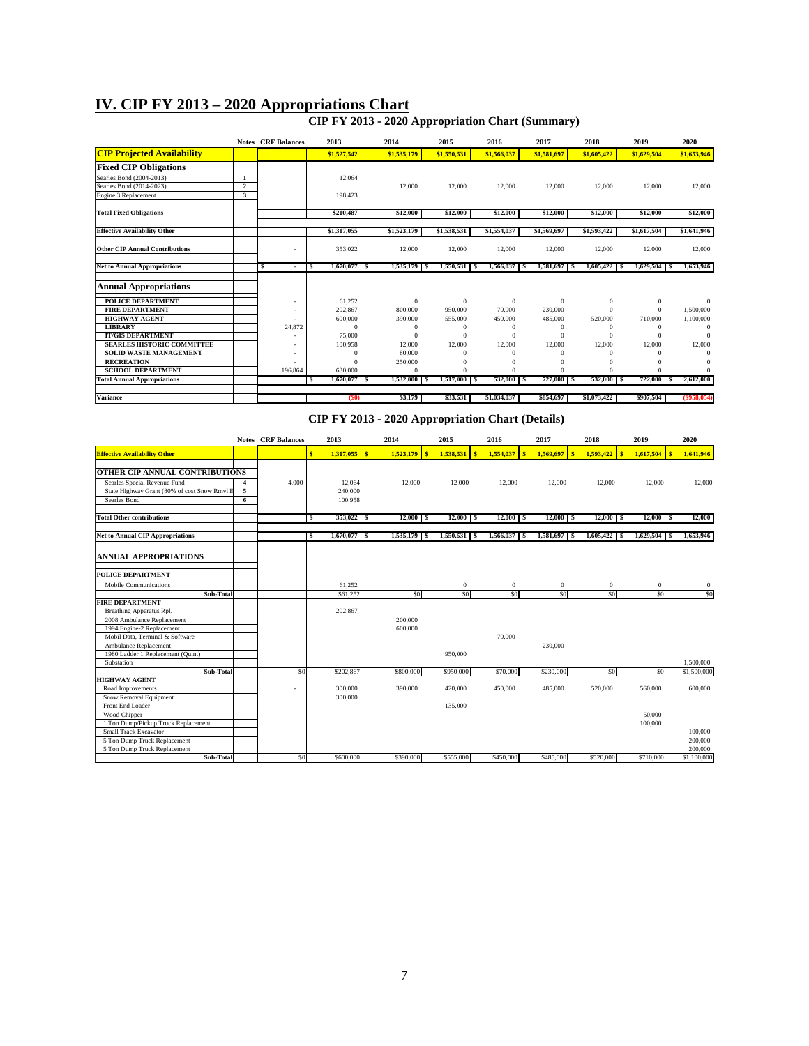# IV. CIP FY 2013 – 2020 Appropriations Chart

## CIP FY 2013 - 2020 Appropriation Chart (Summary)

| | Notes | CRF Balances | 2013 | 2014 | 2015 | 2016 | 2017 | 2018 | 2019 | 2020 |
|---|---|---|---|---|---|---|---|---|---|---|
| **CIP Projected Availability** | | | $1,527,542 | $1,535,179 | $1,550,531 | $1,566,037 | $1,581,697 | $1,605,422 | $1,629,504 | $1,653,946 |
| **Fixed CIP Obligations** | | | | | | | | | | |
| Searles Bond (2004-2013) | 1 | | 12,064 | | | | | | | |
| Searles Bond (2014-2023) | 2 | | | 12,000 | 12,000 | 12,000 | 12,000 | 12,000 | 12,000 | 12,000 |
| Engine 3 Replacement | 3 | | 198,423 | | | | | | | |
| **Total Fixed Obligations** | | | $210,487 | $12,000 | $12,000 | $12,000 | $12,000 | $12,000 | $12,000 | $12,000 |
| **Effective Availability Other** | | | $1,317,055 | $1,523,179 | $1,538,531 | $1,554,037 | $1,569,697 | $1,593,422 | $1,617,504 | $1,641,946 |
| **Other CIP Annual Contributions** | | - | 353,022 | 12,000 | 12,000 | 12,000 | 12,000 | 12,000 | 12,000 | 12,000 |
| **Net to Annual Appropriations** | | $ - | $ 1,670,077 | $ 1,535,179 | $ 1,550,531 | $ 1,566,037 | $ 1,581,697 | $ 1,605,422 | $ 1,629,504 | $ 1,653,946 |
| **Annual Appropriations** | | | | | | | | | | |
| **POLICE DEPARTMENT** | | - | 61,252 | 0 | 0 | 0 | 0 | 0 | 0 | 0 |
| **FIRE DEPARTMENT** | | - | 202,867 | 800,000 | 950,000 | 70,000 | 230,000 | 0 | 0 | 1,500,000 |
| **HIGHWAY AGENT** | | - | 600,000 | 390,000 | 555,000 | 450,000 | 485,000 | 520,000 | 710,000 | 1,100,000 |
| **LIBRARY** | | 24,872 | 0 | 0 | 0 | 0 | 0 | 0 | 0 | 0 |
| **IT/GIS DEPARTMENT** | | - | 75,000 | 0 | 0 | 0 | 0 | 0 | 0 | 0 |
| **SEARLES HISTORIC COMMITTEE** | | - | 100,958 | 12,000 | 12,000 | 12,000 | 12,000 | 12,000 | 12,000 | 12,000 |
| **SOLID WASTE MANAGEMENT** | | - | 0 | 80,000 | 0 | 0 | 0 | 0 | 0 | 0 |
| **RECREATION** | | - | 0 | 250,000 | 0 | 0 | 0 | 0 | 0 | 0 |
| **SCHOOL DEPARTMENT** | | 196,864 | 630,000 | 0 | 0 | 0 | 0 | 0 | 0 | 0 |
| **Total Annual Appropriations** | | | $ 1,670,077 | $ 1,532,000 | $ 1,517,000 | $ 532,000 | $ 727,000 | $ 532,000 | $ 722,000 | $ 2,612,000 |
| **Variance** | | | ($0) | $3,179 | $33,531 | $1,034,037 | $854,697 | $1,073,422 | $907,504 | ($958,054) |

## CIP FY 2013 - 2020 Appropriation Chart (Details)

| | Notes | CRF Balances | 2013 | 2014 | 2015 | 2016 | 2017 | 2018 | 2019 | 2020 |
|---|---|---|---|---|---|---|---|---|---|---|
| **Effective Availability Other** | | | $ 1,317,055 | $ 1,523,179 | $ 1,538,531 | $ 1,554,037 | $ 1,569,697 | $ 1,593,422 | $ 1,617,504 | $ 1,641,946 |
| **OTHER CIP ANNUAL CONTRIBUTIONS** | | | | | | | | | | |
| Searles Special Revenue Fund | 4 | 4,000 | 12,064 | 12,000 | 12,000 | 12,000 | 12,000 | 12,000 | 12,000 | 12,000 |
| State Highway Grant (80% of cost Snow Rmvl E | 5 | | 240,000 | | | | | | | |
| Searles Bond | 6 | | 100,958 | | | | | | | |
| **Total Other contributions** | | | $ 353,022 | $ 12,000 | $ 12,000 | $ 12,000 | $ 12,000 | $ 12,000 | $ 12,000 | $ 12,000 |
| **Net to Annual CIP Appropriations** | | | $ 1,670,077 | $ 1,535,179 | $ 1,550,531 | $ 1,566,037 | $ 1,581,697 | $ 1,605,422 | $ 1,629,504 | $ 1,653,946 |
| **ANNUAL APPROPRIATIONS** | | | | | | | | | | |
| **POLICE DEPARTMENT** | | | | | | | | | | |
| Mobile Communications | | | 61,252 | | 0 | 0 | 0 | 0 | 0 | 0 |
| **Sub-Total** | | | $61,252 | $0 | $0 | $0 | $0 | $0 | $0 | $0 |
| **FIRE DEPARTMENT** | | | | | | | | | | |
| Breathing Apparatus Rpl. | | | 202,867 | | | | | | | |
| 2008 Ambulance Replacement | | | | 200,000 | | | | | | |
| 1994 Engine-2 Replacement | | | | 600,000 | | | | | | |
| Mobil Data, Terminal & Software | | | | | | 70,000 | | | | |
| Ambulance Replacement | | | | | | | 230,000 | | | |
| 1980 Ladder 1 Replacement (Quint) | | | | | 950,000 | | | | | |
| Substation | | | | | | | | | | 1,500,000 |
| **Sub-Total** | | $0 | $202,867 | $800,000 | $950,000 | $70,000 | $230,000 | $0 | $0 | $1,500,000 |
| **HIGHWAY AGENT** | | | | | | | | | | |
| Road Improvements | | - | 300,000 | 390,000 | 420,000 | 450,000 | 485,000 | 520,000 | 560,000 | 600,000 |
| Snow Removal Equipment | | | 300,000 | | | | | | | |
| Front End Loader | | | | | 135,000 | | | | | |
| Wood Chipper | | | | | | | | | 50,000 | |
| 1 Ton Dump/Pickup Truck Replacement | | | | | | | | | 100,000 | |
| Small Track Excavator | | | | | | | | | | 100,000 |
| 5 Ton Dump Truck Replacement | | | | | | | | | | 200,000 |
| 5 Ton Dump Truck Replacement | | | | | | | | | | 200,000 |
| **Sub-Total** | | $0 | $600,000 | $390,000 | $555,000 | $450,000 | $485,000 | $520,000 | $710,000 | $1,100,000 |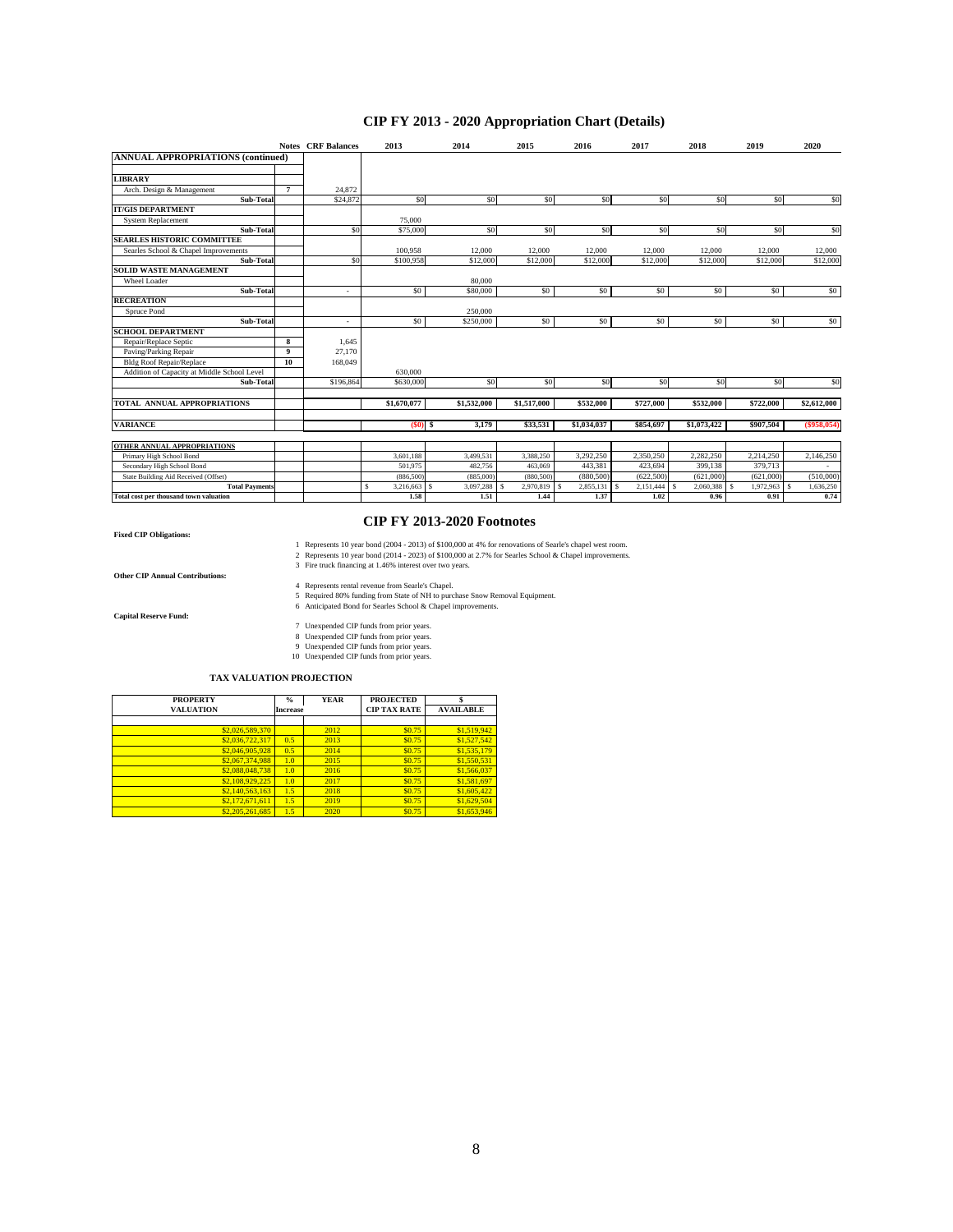# CIP FY 2013 - 2020 Appropriation Chart (Details)

| | Notes | CRF Balances | 2013 | 2014 | 2015 | 2016 | 2017 | 2018 | 2019 | 2020 |
|---|---|---|---|---|---|---|---|---|---|---|
| **ANNUAL APPROPRIATIONS (continued)** | | | | | | | | | | |
| | | | | | | | | | | |
| **LIBRARY** | | | | | | | | | | |
| Arch. Design & Management | 7 | 24,872 | | | | | | | | |
| **Sub-Total** | | $24,872 | $0 | $0 | $0 | $0 | $0 | $0 | $0 | $0 |
| **IT/GIS DEPARTMENT** | | | | | | | | | | |
| System Replacement | | | 75,000 | | | | | | | |
| **Sub-Total** | | $0 | $75,000 | $0 | $0 | $0 | $0 | $0 | $0 | $0 |
| **SEARLES HISTORIC COMMITTEE** | | | | | | | | | | |
| Searles School & Chapel Improvements | | | 100,958 | 12,000 | 12,000 | 12,000 | 12,000 | 12,000 | 12,000 | 12,000 |
| **Sub-Total** | | $0 | $100,958 | $12,000 | $12,000 | $12,000 | $12,000 | $12,000 | $12,000 | $12,000 |
| **SOLID WASTE MANAGEMENT** | | | | | | | | | | |
| Wheel Loader | | | | 80,000 | | | | | | |
| **Sub-Total** | | - | $0 | $80,000 | $0 | $0 | $0 | $0 | $0 | $0 |
| **RECREATION** | | | | | | | | | | |
| Spruce Pond | | | | 250,000 | | | | | | |
| **Sub-Total** | | - | $0 | $250,000 | $0 | $0 | $0 | $0 | $0 | $0 |
| **SCHOOL DEPARTMENT** | | | | | | | | | | |
| Repair/Replace Septic | 8 | 1,645 | | | | | | | | |
| Paving/Parking Repair | 9 | 27,170 | | | | | | | | |
| Bldg Roof Repair/Replace | 10 | 168,049 | | | | | | | | |
| Addition of Capacity at Middle School Level | | | 630,000 | | | | | | | |
| **Sub-Total** | | $196,864 | $630,000 | $0 | $0 | $0 | $0 | $0 | $0 | $0 |
| | | | | | | | | | | |
| **TOTAL ANNUAL APPROPRIATIONS** | | | $1,670,077 | $1,532,000 | $1,517,000 | $532,000 | $727,000 | $532,000 | $722,000 | $2,612,000 |
| | | | | | | | | | | |
| **VARIANCE** | | | ($0) | $ 3,179 | $33,531 | $1,034,037 | $854,697 | $1,073,422 | $907,504 | ($958,054) |
| | | | | | | | | | | |
| **OTHER ANNUAL APPROPRIATIONS** | | | | | | | | | | |
| Primary High School Bond | | | 3,601,188 | 3,499,531 | 3,388,250 | 3,292,250 | 2,350,250 | 2,282,250 | 2,214,250 | 2,146,250 |
| Secondary High School Bond | | | 501,975 | 482,756 | 463,069 | 443,381 | 423,694 | 399,138 | 379,713 | - |
| State Building Aid Received (Offset) | | | (886,500) | (885,000) | (880,500) | (880,500) | (622,500) | (621,000) | (621,000) | (510,000) |
| **Total Payments** | | | $ 3,216,663 | $ 3,097,288 | $ 2,970,819 | $ 2,855,131 | $ 2,151,444 | $ 2,060,388 | $ 1,972,963 | $ 1,636,250 |
| **Total cost per thousand town valuation** | | | 1.58 | 1.51 | 1.44 | 1.37 | 1.02 | 0.96 | 0.91 | 0.74 |

## CIP FY 2013-2020 Footnotes

**Fixed CIP Obligations:**

1 Represents 10 year bond (2004 - 2013) of $100,000 at 4% for renovations of Searle's chapel west room.
2 Represents 10 year bond (2014 - 2023) of $100,000 at 2.7% for Searles School & Chapel improvements.
3 Fire truck financing at 1.46% interest over two years.

**Other CIP Annual Contributions:**

4 Represents rental revenue from Searle's Chapel.
5 Required 80% funding from State of NH to purchase Snow Removal Equipment.
6 Anticipated Bond for Searles School & Chapel improvements.

**Capital Reserve Fund:**

7 Unexpended CIP funds from prior years.
8 Unexpended CIP funds from prior years.
9 Unexpended CIP funds from prior years.
10 Unexpended CIP funds from prior years.

### TAX VALUATION PROJECTION

| PROPERTY VALUATION | % Increase | YEAR | PROJECTED CIP TAX RATE | $ AVAILABLE |
|---|---|---|---|---|
| $2,026,589,370 | | 2012 | $0.75 | $1,519,942 |
| $2,036,722,317 | 0.5 | 2013 | $0.75 | $1,527,542 |
| $2,046,905,928 | 0.5 | 2014 | $0.75 | $1,535,179 |
| $2,067,374,988 | 1.0 | 2015 | $0.75 | $1,550,531 |
| $2,088,048,738 | 1.0 | 2016 | $0.75 | $1,566,037 |
| $2,108,929,225 | 1.0 | 2017 | $0.75 | $1,581,697 |
| $2,140,563,163 | 1.5 | 2018 | $0.75 | $1,605,422 |
| $2,172,671,611 | 1.5 | 2019 | $0.75 | $1,629,504 |
| $2,205,261,685 | 1.5 | 2020 | $0.75 | $1,653,946 |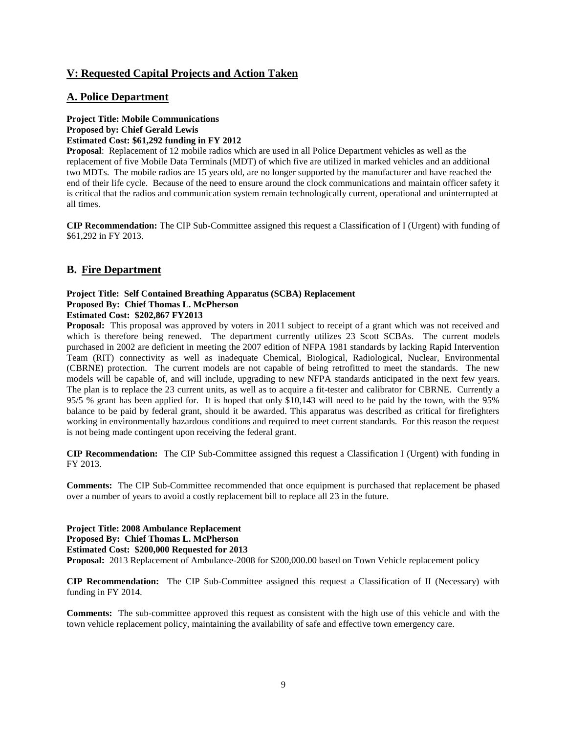## V: Requested Capital Projects and Action Taken

### A. Police Department

**Project Title: Mobile Communications**
**Proposed by: Chief Gerald Lewis**
**Estimated Cost: $61,292 funding in FY 2012**

**Proposal**: Replacement of 12 mobile radios which are used in all Police Department vehicles as well as the replacement of five Mobile Data Terminals (MDT) of which five are utilized in marked vehicles and an additional two MDTs. The mobile radios are 15 years old, are no longer supported by the manufacturer and have reached the end of their life cycle. Because of the need to ensure around the clock communications and maintain officer safety it is critical that the radios and communication system remain technologically current, operational and uninterrupted at all times.

**CIP Recommendation:** The CIP Sub-Committee assigned this request a Classification of I (Urgent) with funding of $61,292 in FY 2013.

### B. Fire Department

**Project Title: Self Contained Breathing Apparatus (SCBA) Replacement**
**Proposed By: Chief Thomas L. McPherson**
**Estimated Cost: $202,867 FY2013**

**Proposal:** This proposal was approved by voters in 2011 subject to receipt of a grant which was not received and which is therefore being renewed. The department currently utilizes 23 Scott SCBAs. The current models purchased in 2002 are deficient in meeting the 2007 edition of NFPA 1981 standards by lacking Rapid Intervention Team (RIT) connectivity as well as inadequate Chemical, Biological, Radiological, Nuclear, Environmental (CBRNE) protection. The current models are not capable of being retrofitted to meet the standards. The new models will be capable of, and will include, upgrading to new NFPA standards anticipated in the next few years. The plan is to replace the 23 current units, as well as to acquire a fit-tester and calibrator for CBRNE. Currently a 95/5 % grant has been applied for. It is hoped that only $10,143 will need to be paid by the town, with the 95% balance to be paid by federal grant, should it be awarded. This apparatus was described as critical for firefighters working in environmentally hazardous conditions and required to meet current standards. For this reason the request is not being made contingent upon receiving the federal grant.

**CIP Recommendation:** The CIP Sub-Committee assigned this request a Classification I (Urgent) with funding in FY 2013.

**Comments:** The CIP Sub-Committee recommended that once equipment is purchased that replacement be phased over a number of years to avoid a costly replacement bill to replace all 23 in the future.

**Project Title: 2008 Ambulance Replacement**
**Proposed By: Chief Thomas L. McPherson**
**Estimated Cost: $200,000 Requested for 2013**

**Proposal:** 2013 Replacement of Ambulance-2008 for $200,000.00 based on Town Vehicle replacement policy

**CIP Recommendation:** The CIP Sub-Committee assigned this request a Classification of II (Necessary) with funding in FY 2014.

**Comments:** The sub-committee approved this request as consistent with the high use of this vehicle and with the town vehicle replacement policy, maintaining the availability of safe and effective town emergency care.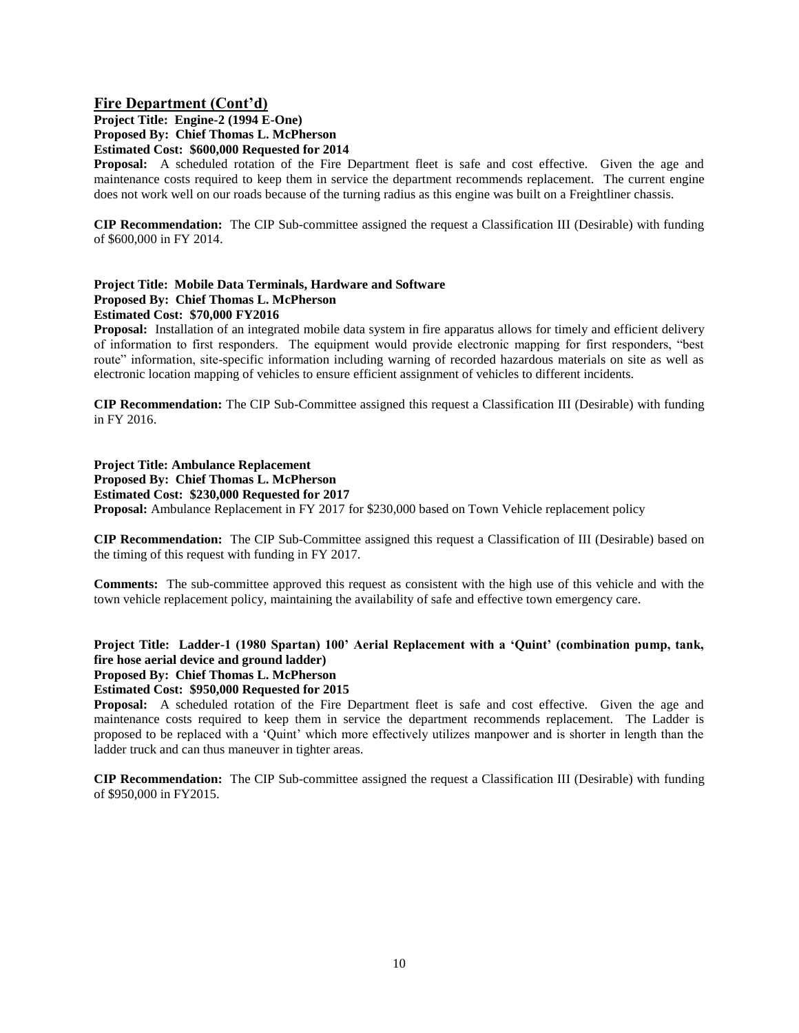## Fire Department (Cont'd)

**Project Title: Engine-2 (1994 E-One)**
**Proposed By: Chief Thomas L. McPherson**
**Estimated Cost: $600,000 Requested for 2014**

**Proposal:** A scheduled rotation of the Fire Department fleet is safe and cost effective. Given the age and maintenance costs required to keep them in service the department recommends replacement. The current engine does not work well on our roads because of the turning radius as this engine was built on a Freightliner chassis.

**CIP Recommendation:** The CIP Sub-committee assigned the request a Classification III (Desirable) with funding of $600,000 in FY 2014.

**Project Title: Mobile Data Terminals, Hardware and Software**
**Proposed By: Chief Thomas L. McPherson**
**Estimated Cost: $70,000 FY2016**

**Proposal:** Installation of an integrated mobile data system in fire apparatus allows for timely and efficient delivery of information to first responders. The equipment would provide electronic mapping for first responders, "best route" information, site-specific information including warning of recorded hazardous materials on site as well as electronic location mapping of vehicles to ensure efficient assignment of vehicles to different incidents.

**CIP Recommendation:** The CIP Sub-Committee assigned this request a Classification III (Desirable) with funding in FY 2016.

**Project Title: Ambulance Replacement**
**Proposed By: Chief Thomas L. McPherson**
**Estimated Cost: $230,000 Requested for 2017**
**Proposal:** Ambulance Replacement in FY 2017 for $230,000 based on Town Vehicle replacement policy

**CIP Recommendation:** The CIP Sub-Committee assigned this request a Classification of III (Desirable) based on the timing of this request with funding in FY 2017.

**Comments:** The sub-committee approved this request as consistent with the high use of this vehicle and with the town vehicle replacement policy, maintaining the availability of safe and effective town emergency care.

**Project Title: Ladder-1 (1980 Spartan) 100' Aerial Replacement with a 'Quint' (combination pump, tank, fire hose aerial device and ground ladder)**
**Proposed By: Chief Thomas L. McPherson**
**Estimated Cost: $950,000 Requested for 2015**

**Proposal:** A scheduled rotation of the Fire Department fleet is safe and cost effective. Given the age and maintenance costs required to keep them in service the department recommends replacement. The Ladder is proposed to be replaced with a 'Quint' which more effectively utilizes manpower and is shorter in length than the ladder truck and can thus maneuver in tighter areas.

**CIP Recommendation:** The CIP Sub-committee assigned the request a Classification III (Desirable) with funding of $950,000 in FY2015.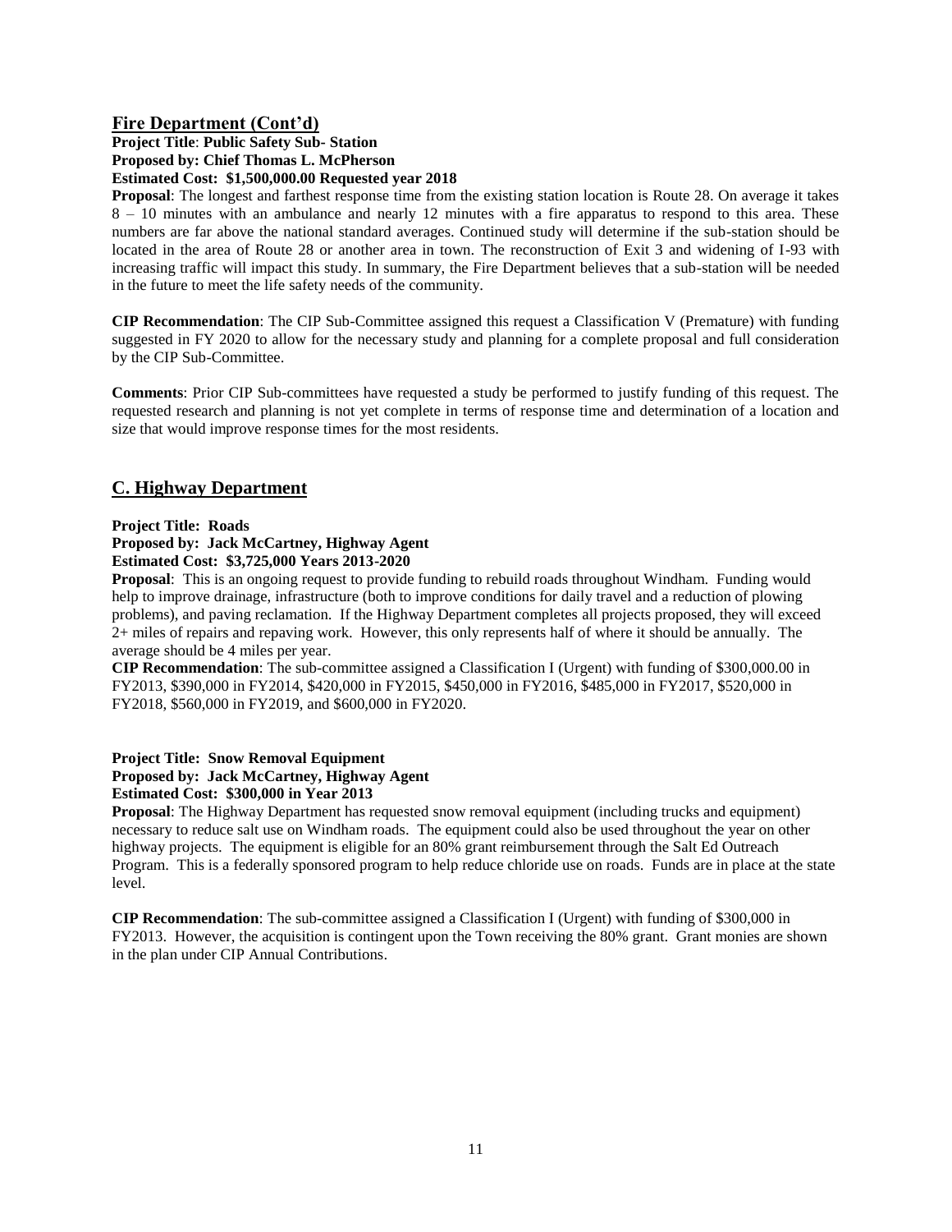## Fire Department (Cont'd)

**Project Title**: **Public Safety Sub- Station**
**Proposed by: Chief Thomas L. McPherson**
**Estimated Cost: $1,500,000.00 Requested year 2018**

**Proposal**: The longest and farthest response time from the existing station location is Route 28. On average it takes 8 – 10 minutes with an ambulance and nearly 12 minutes with a fire apparatus to respond to this area. These numbers are far above the national standard averages. Continued study will determine if the sub-station should be located in the area of Route 28 or another area in town. The reconstruction of Exit 3 and widening of I-93 with increasing traffic will impact this study. In summary, the Fire Department believes that a sub-station will be needed in the future to meet the life safety needs of the community.

**CIP Recommendation**: The CIP Sub-Committee assigned this request a Classification V (Premature) with funding suggested in FY 2020 to allow for the necessary study and planning for a complete proposal and full consideration by the CIP Sub-Committee.

**Comments**: Prior CIP Sub-committees have requested a study be performed to justify funding of this request. The requested research and planning is not yet complete in terms of response time and determination of a location and size that would improve response times for the most residents.

## C. Highway Department

**Project Title: Roads**
**Proposed by: Jack McCartney, Highway Agent**
**Estimated Cost: $3,725,000 Years 2013-2020**

**Proposal**: This is an ongoing request to provide funding to rebuild roads throughout Windham. Funding would help to improve drainage, infrastructure (both to improve conditions for daily travel and a reduction of plowing problems), and paving reclamation. If the Highway Department completes all projects proposed, they will exceed 2+ miles of repairs and repaving work. However, this only represents half of where it should be annually. The average should be 4 miles per year.

**CIP Recommendation**: The sub-committee assigned a Classification I (Urgent) with funding of $300,000.00 in FY2013, $390,000 in FY2014, $420,000 in FY2015, $450,000 in FY2016, $485,000 in FY2017, $520,000 in FY2018, $560,000 in FY2019, and $600,000 in FY2020.

**Project Title: Snow Removal Equipment**
**Proposed by: Jack McCartney, Highway Agent**
**Estimated Cost: $300,000 in Year 2013**

**Proposal**: The Highway Department has requested snow removal equipment (including trucks and equipment) necessary to reduce salt use on Windham roads. The equipment could also be used throughout the year on other highway projects. The equipment is eligible for an 80% grant reimbursement through the Salt Ed Outreach Program. This is a federally sponsored program to help reduce chloride use on roads. Funds are in place at the state level.

**CIP Recommendation**: The sub-committee assigned a Classification I (Urgent) with funding of $300,000 in FY2013. However, the acquisition is contingent upon the Town receiving the 80% grant. Grant monies are shown in the plan under CIP Annual Contributions.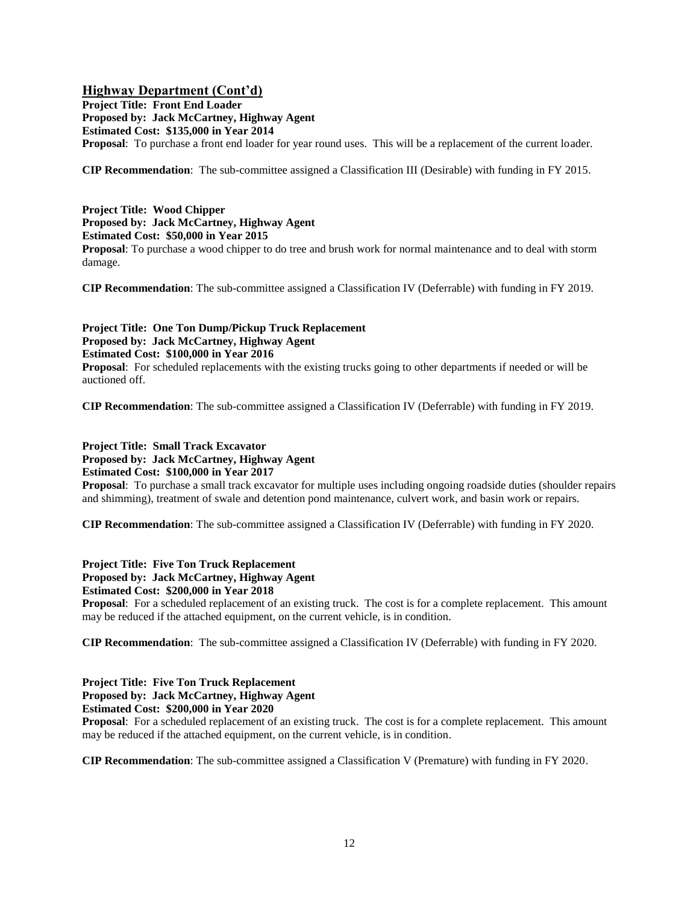## Highway Department (Cont'd)

**Project Title: Front End Loader**
**Proposed by: Jack McCartney, Highway Agent**
**Estimated Cost: $135,000 in Year 2014**
**Proposal**: To purchase a front end loader for year round uses. This will be a replacement of the current loader.

**CIP Recommendation**: The sub-committee assigned a Classification III (Desirable) with funding in FY 2015.

**Project Title: Wood Chipper**
**Proposed by: Jack McCartney, Highway Agent**
**Estimated Cost: $50,000 in Year 2015**
**Proposal**: To purchase a wood chipper to do tree and brush work for normal maintenance and to deal with storm damage.

**CIP Recommendation**: The sub-committee assigned a Classification IV (Deferrable) with funding in FY 2019.

**Project Title: One Ton Dump/Pickup Truck Replacement**
**Proposed by: Jack McCartney, Highway Agent**
**Estimated Cost: $100,000 in Year 2016**
**Proposal**: For scheduled replacements with the existing trucks going to other departments if needed or will be auctioned off.

**CIP Recommendation**: The sub-committee assigned a Classification IV (Deferrable) with funding in FY 2019.

**Project Title: Small Track Excavator**
**Proposed by: Jack McCartney, Highway Agent**
**Estimated Cost: $100,000 in Year 2017**
**Proposal**: To purchase a small track excavator for multiple uses including ongoing roadside duties (shoulder repairs and shimming), treatment of swale and detention pond maintenance, culvert work, and basin work or repairs.

**CIP Recommendation**: The sub-committee assigned a Classification IV (Deferrable) with funding in FY 2020.

**Project Title: Five Ton Truck Replacement**
**Proposed by: Jack McCartney, Highway Agent**
**Estimated Cost: $200,000 in Year 2018**
**Proposal**: For a scheduled replacement of an existing truck. The cost is for a complete replacement. This amount may be reduced if the attached equipment, on the current vehicle, is in condition.

**CIP Recommendation**: The sub-committee assigned a Classification IV (Deferrable) with funding in FY 2020.

**Project Title: Five Ton Truck Replacement**
**Proposed by: Jack McCartney, Highway Agent**
**Estimated Cost: $200,000 in Year 2020**
**Proposal**: For a scheduled replacement of an existing truck. The cost is for a complete replacement. This amount may be reduced if the attached equipment, on the current vehicle, is in condition.

**CIP Recommendation**: The sub-committee assigned a Classification V (Premature) with funding in FY 2020.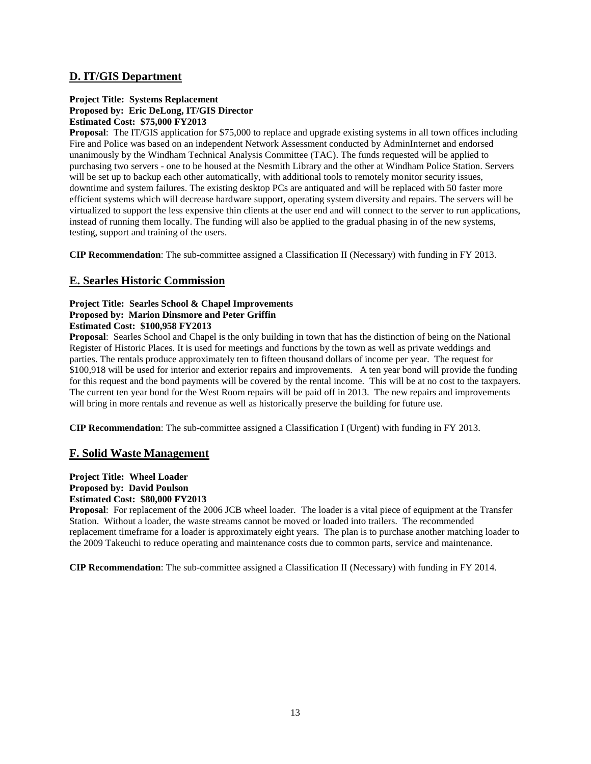## D. IT/GIS Department

**Project Title: Systems Replacement**
**Proposed by: Eric DeLong, IT/GIS Director**
**Estimated Cost: $75,000 FY2013**

**Proposal**: The IT/GIS application for $75,000 to replace and upgrade existing systems in all town offices including Fire and Police was based on an independent Network Assessment conducted by AdminInternet and endorsed unanimously by the Windham Technical Analysis Committee (TAC). The funds requested will be applied to purchasing two servers - one to be housed at the Nesmith Library and the other at Windham Police Station. Servers will be set up to backup each other automatically, with additional tools to remotely monitor security issues, downtime and system failures. The existing desktop PCs are antiquated and will be replaced with 50 faster more efficient systems which will decrease hardware support, operating system diversity and repairs. The servers will be virtualized to support the less expensive thin clients at the user end and will connect to the server to run applications, instead of running them locally. The funding will also be applied to the gradual phasing in of the new systems, testing, support and training of the users.

**CIP Recommendation**: The sub-committee assigned a Classification II (Necessary) with funding in FY 2013.

## E. Searles Historic Commission

**Project Title: Searles School & Chapel Improvements**
**Proposed by: Marion Dinsmore and Peter Griffin**
**Estimated Cost: $100,958 FY2013**

**Proposal**: Searles School and Chapel is the only building in town that has the distinction of being on the National Register of Historic Places. It is used for meetings and functions by the town as well as private weddings and parties. The rentals produce approximately ten to fifteen thousand dollars of income per year. The request for $100,918 will be used for interior and exterior repairs and improvements. A ten year bond will provide the funding for this request and the bond payments will be covered by the rental income. This will be at no cost to the taxpayers. The current ten year bond for the West Room repairs will be paid off in 2013. The new repairs and improvements will bring in more rentals and revenue as well as historically preserve the building for future use.

**CIP Recommendation**: The sub-committee assigned a Classification I (Urgent) with funding in FY 2013.

## F. Solid Waste Management

**Project Title: Wheel Loader**
**Proposed by: David Poulson**
**Estimated Cost: $80,000 FY2013**

**Proposal**: For replacement of the 2006 JCB wheel loader. The loader is a vital piece of equipment at the Transfer Station. Without a loader, the waste streams cannot be moved or loaded into trailers. The recommended replacement timeframe for a loader is approximately eight years. The plan is to purchase another matching loader to the 2009 Takeuchi to reduce operating and maintenance costs due to common parts, service and maintenance.

**CIP Recommendation**: The sub-committee assigned a Classification II (Necessary) with funding in FY 2014.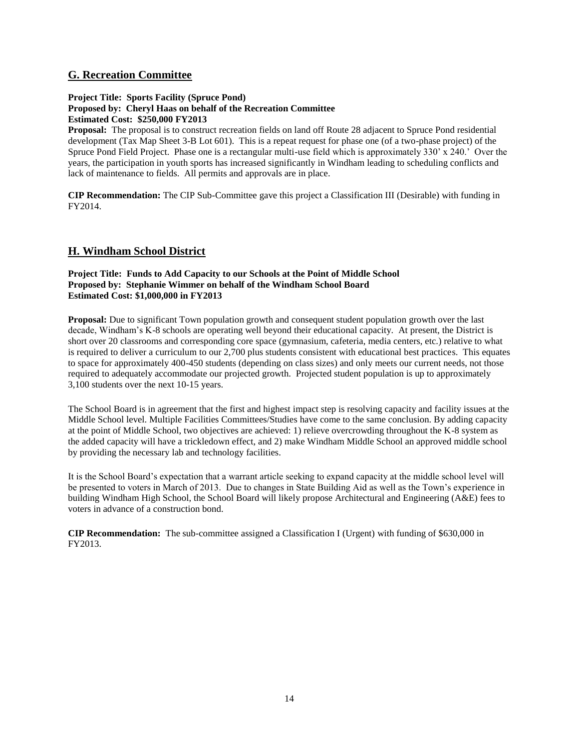## G. Recreation Committee

**Project Title: Sports Facility (Spruce Pond)**
**Proposed by: Cheryl Haas on behalf of the Recreation Committee**
**Estimated Cost: $250,000 FY2013**

**Proposal:** The proposal is to construct recreation fields on land off Route 28 adjacent to Spruce Pond residential development (Tax Map Sheet 3-B Lot 601). This is a repeat request for phase one (of a two-phase project) of the Spruce Pond Field Project. Phase one is a rectangular multi-use field which is approximately 330' x 240.' Over the years, the participation in youth sports has increased significantly in Windham leading to scheduling conflicts and lack of maintenance to fields. All permits and approvals are in place.

**CIP Recommendation:** The CIP Sub-Committee gave this project a Classification III (Desirable) with funding in FY2014.

## H. Windham School District

**Project Title: Funds to Add Capacity to our Schools at the Point of Middle School**
**Proposed by: Stephanie Wimmer on behalf of the Windham School Board**
**Estimated Cost: $1,000,000 in FY2013**

**Proposal:** Due to significant Town population growth and consequent student population growth over the last decade, Windham's K-8 schools are operating well beyond their educational capacity. At present, the District is short over 20 classrooms and corresponding core space (gymnasium, cafeteria, media centers, etc.) relative to what is required to deliver a curriculum to our 2,700 plus students consistent with educational best practices. This equates to space for approximately 400-450 students (depending on class sizes) and only meets our current needs, not those required to adequately accommodate our projected growth. Projected student population is up to approximately 3,100 students over the next 10-15 years.

The School Board is in agreement that the first and highest impact step is resolving capacity and facility issues at the Middle School level. Multiple Facilities Committees/Studies have come to the same conclusion. By adding capacity at the point of Middle School, two objectives are achieved: 1) relieve overcrowding throughout the K-8 system as the added capacity will have a trickledown effect, and 2) make Windham Middle School an approved middle school by providing the necessary lab and technology facilities.

It is the School Board's expectation that a warrant article seeking to expand capacity at the middle school level will be presented to voters in March of 2013. Due to changes in State Building Aid as well as the Town's experience in building Windham High School, the School Board will likely propose Architectural and Engineering (A&E) fees to voters in advance of a construction bond.

**CIP Recommendation:** The sub-committee assigned a Classification I (Urgent) with funding of $630,000 in FY2013.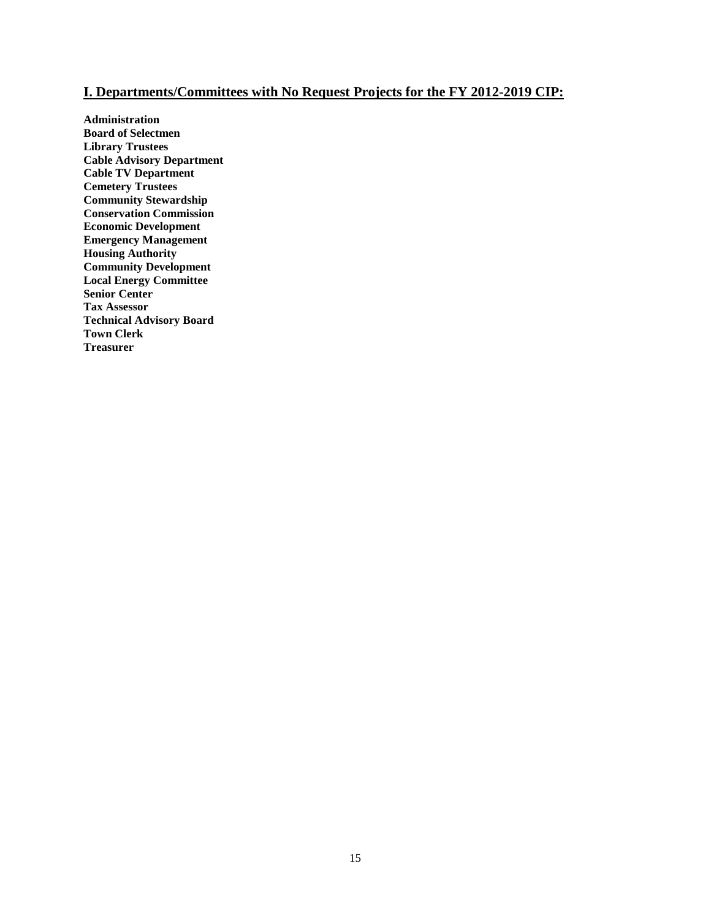## I. Departments/Committees with No Request Projects for the FY 2012-2019 CIP:

**Administration**
**Board of Selectmen**
**Library Trustees**
**Cable Advisory Department**
**Cable TV Department**
**Cemetery Trustees**
**Community Stewardship**
**Conservation Commission**
**Economic Development**
**Emergency Management**
**Housing Authority**
**Community Development**
**Local Energy Committee**
**Senior Center**
**Tax Assessor**
**Technical Advisory Board**
**Town Clerk**
**Treasurer**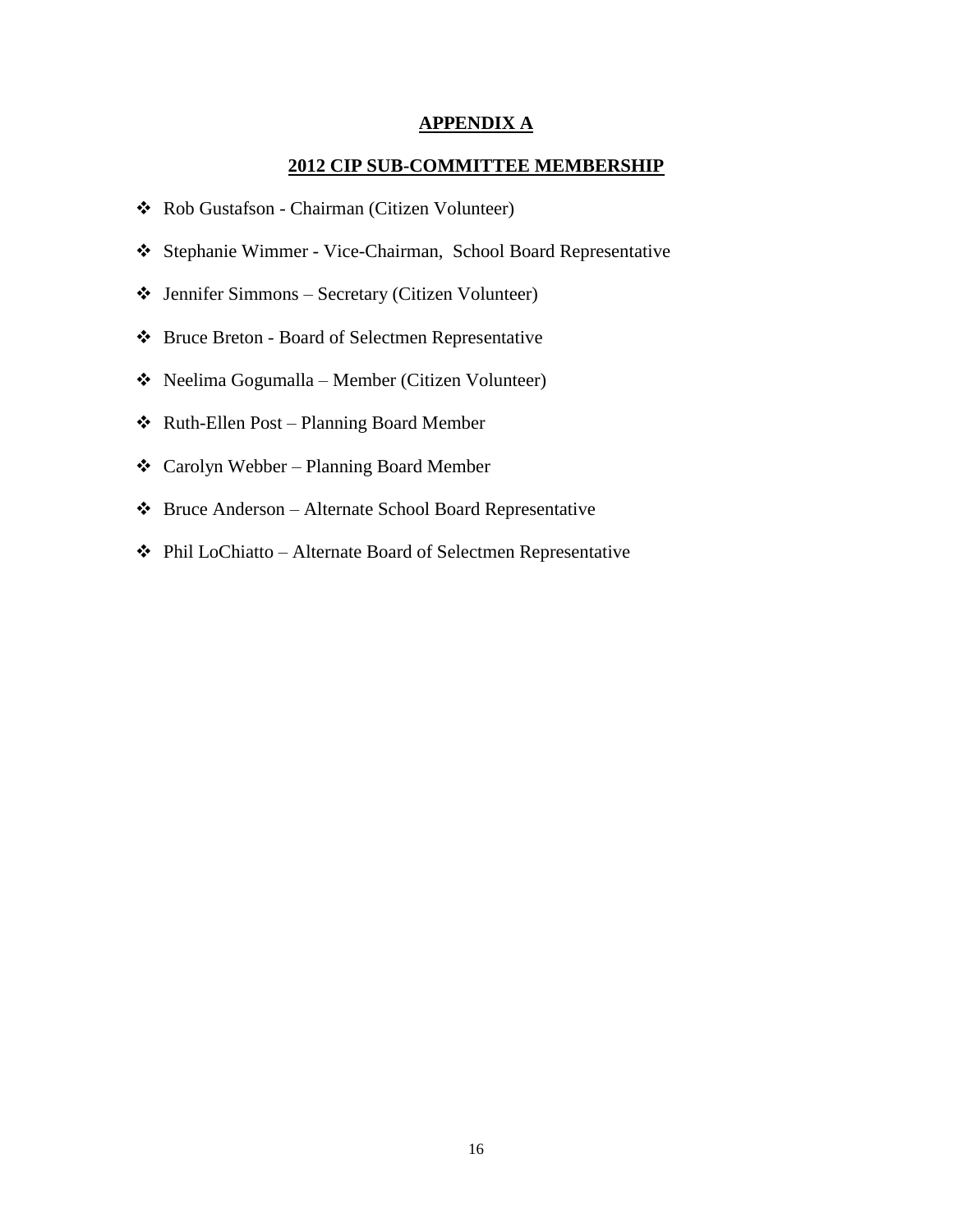## APPENDIX A

## 2012 CIP SUB-COMMITTEE MEMBERSHIP

- Rob Gustafson - Chairman (Citizen Volunteer)
- Stephanie Wimmer - Vice-Chairman, School Board Representative
- Jennifer Simmons – Secretary (Citizen Volunteer)
- Bruce Breton - Board of Selectmen Representative
- Neelima Gogumalla – Member (Citizen Volunteer)
- Ruth-Ellen Post – Planning Board Member
- Carolyn Webber – Planning Board Member
- Bruce Anderson – Alternate School Board Representative
- Phil LoChiatto – Alternate Board of Selectmen Representative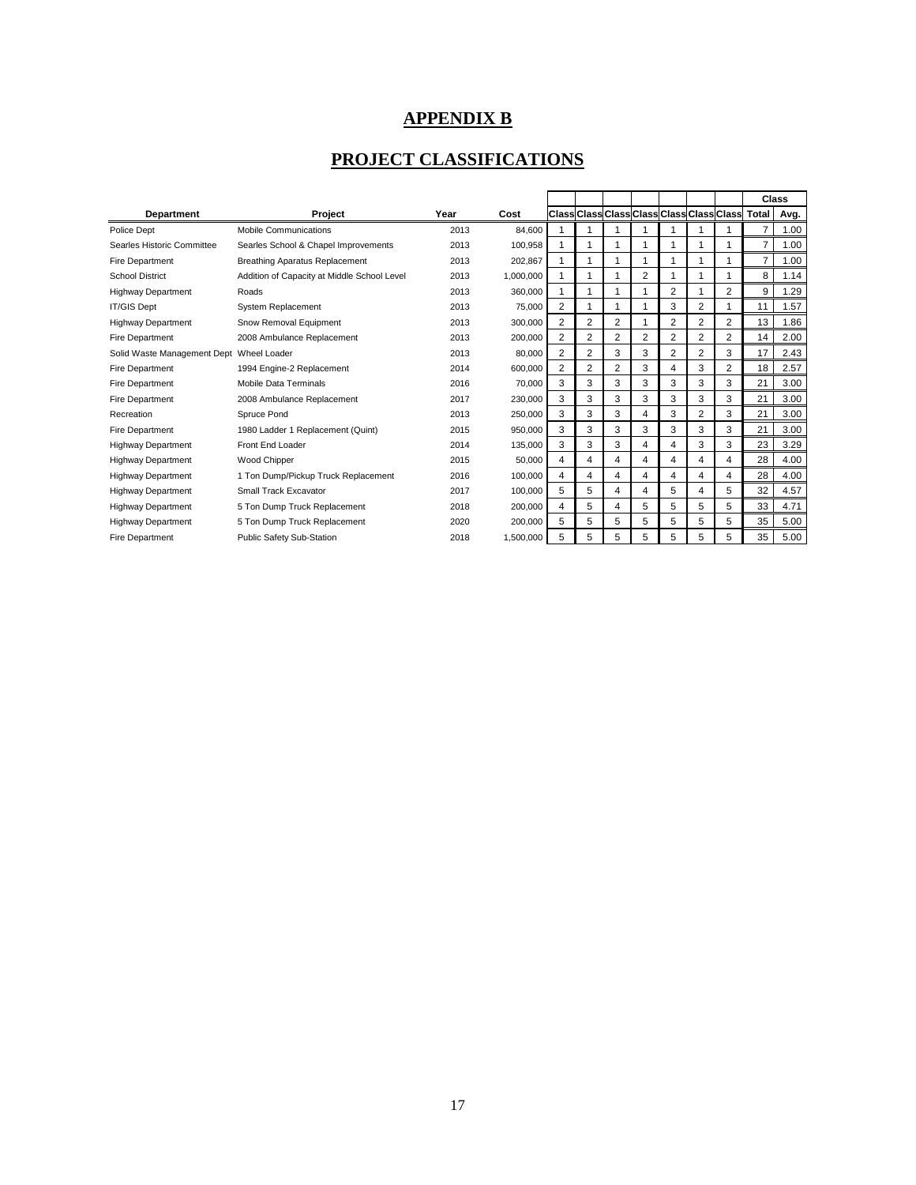# APPENDIX B

## PROJECT CLASSIFICATIONS

| Department | Project | Year | Cost | Class | Class | Class | Class | Class | Class | Class | Class Total | Class Avg. |
|---|---|---|---|---|---|---|---|---|---|---|---|---|
| Police Dept | Mobile Communications | 2013 | 84,600 | 1 | 1 | 1 | 1 | 1 | 1 | 1 | 7 | 1.00 |
| Searles Historic Committee | Searles School & Chapel Improvements | 2013 | 100,958 | 1 | 1 | 1 | 1 | 1 | 1 | 1 | 7 | 1.00 |
| Fire Department | Breathing Aparatus Replacement | 2013 | 202,867 | 1 | 1 | 1 | 1 | 1 | 1 | 1 | 7 | 1.00 |
| School District | Addition of Capacity at Middle School Level | 2013 | 1,000,000 | 1 | 1 | 1 | 2 | 1 | 1 | 1 | 8 | 1.14 |
| Highway Department | Roads | 2013 | 360,000 | 1 | 1 | 1 | 1 | 2 | 1 | 2 | 9 | 1.29 |
| IT/GIS Dept | System Replacement | 2013 | 75,000 | 2 | 1 | 1 | 1 | 3 | 2 | 1 | 11 | 1.57 |
| Highway Department | Snow Removal Equipment | 2013 | 300,000 | 2 | 2 | 2 | 1 | 2 | 2 | 2 | 13 | 1.86 |
| Fire Department | 2008 Ambulance Replacement | 2013 | 200,000 | 2 | 2 | 2 | 2 | 2 | 2 | 2 | 14 | 2.00 |
| Solid Waste Management Dept | Wheel Loader | 2013 | 80,000 | 2 | 2 | 3 | 3 | 2 | 2 | 3 | 17 | 2.43 |
| Fire Department | 1994 Engine-2 Replacement | 2014 | 600,000 | 2 | 2 | 2 | 3 | 4 | 3 | 2 | 18 | 2.57 |
| Fire Department | Mobile Data Terminals | 2016 | 70,000 | 3 | 3 | 3 | 3 | 3 | 3 | 3 | 21 | 3.00 |
| Fire Department | 2008 Ambulance Replacement | 2017 | 230,000 | 3 | 3 | 3 | 3 | 3 | 3 | 3 | 21 | 3.00 |
| Recreation | Spruce Pond | 2013 | 250,000 | 3 | 3 | 3 | 4 | 3 | 2 | 3 | 21 | 3.00 |
| Fire Department | 1980 Ladder 1 Replacement (Quint) | 2015 | 950,000 | 3 | 3 | 3 | 3 | 3 | 3 | 3 | 21 | 3.00 |
| Highway Department | Front End Loader | 2014 | 135,000 | 3 | 3 | 3 | 4 | 4 | 3 | 3 | 23 | 3.29 |
| Highway Department | Wood Chipper | 2015 | 50,000 | 4 | 4 | 4 | 4 | 4 | 4 | 4 | 28 | 4.00 |
| Highway Department | 1 Ton Dump/Pickup Truck Replacement | 2016 | 100,000 | 4 | 4 | 4 | 4 | 4 | 4 | 4 | 28 | 4.00 |
| Highway Department | Small Track Excavator | 2017 | 100,000 | 5 | 5 | 4 | 4 | 5 | 4 | 5 | 32 | 4.57 |
| Highway Department | 5 Ton Dump Truck Replacement | 2018 | 200,000 | 4 | 5 | 4 | 5 | 5 | 5 | 5 | 33 | 4.71 |
| Highway Department | 5 Ton Dump Truck Replacement | 2020 | 200,000 | 5 | 5 | 5 | 5 | 5 | 5 | 5 | 35 | 5.00 |
| Fire Department | Public Safety Sub-Station | 2018 | 1,500,000 | 5 | 5 | 5 | 5 | 5 | 5 | 5 | 35 | 5.00 |